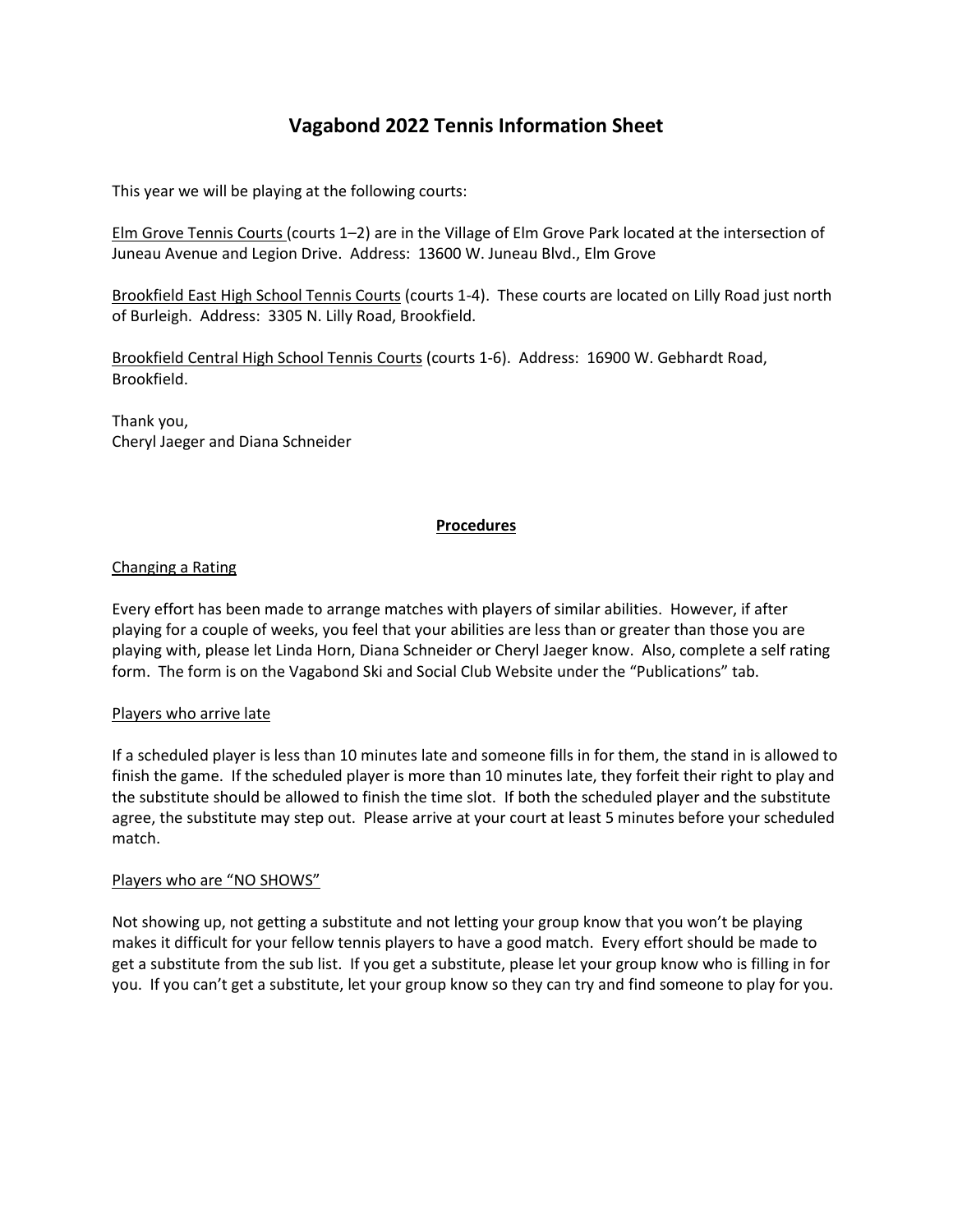# Vagabond 2022 Tennis Information Sheet

This year we will be playing at the following courts:

Elm Grove Tennis Courts (courts 1–2) are in the Village of Elm Grove Park located at the intersection of Juneau Avenue and Legion Drive. Address: 13600 W. Juneau Blvd., Elm Grove

Brookfield East High School Tennis Courts (courts 1-4). These courts are located on Lilly Road just north of Burleigh. Address: 3305 N. Lilly Road, Brookfield.

Brookfield Central High School Tennis Courts (courts 1-6). Address: 16900 W. Gebhardt Road, Brookfield.

Thank you,
Cheryl Jaeger and Diana Schneider

## Procedures

### Changing a Rating

Every effort has been made to arrange matches with players of similar abilities. However, if after playing for a couple of weeks, you feel that your abilities are less than or greater than those you are playing with, please let Linda Horn, Diana Schneider or Cheryl Jaeger know. Also, complete a self rating form. The form is on the Vagabond Ski and Social Club Website under the "Publications" tab.

### Players who arrive late

If a scheduled player is less than 10 minutes late and someone fills in for them, the stand in is allowed to finish the game. If the scheduled player is more than 10 minutes late, they forfeit their right to play and the substitute should be allowed to finish the time slot. If both the scheduled player and the substitute agree, the substitute may step out. Please arrive at your court at least 5 minutes before your scheduled match.

### Players who are "NO SHOWS"

Not showing up, not getting a substitute and not letting your group know that you won't be playing makes it difficult for your fellow tennis players to have a good match. Every effort should be made to get a substitute from the sub list. If you get a substitute, please let your group know who is filling in for you. If you can't get a substitute, let your group know so they can try and find someone to play for you.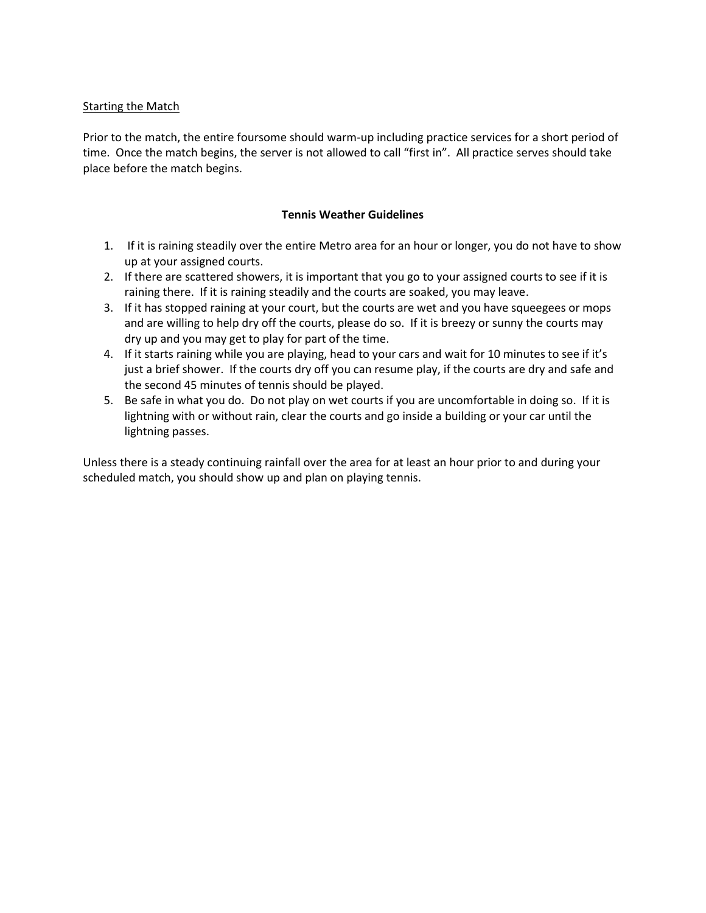Starting the Match

Prior to the match, the entire foursome should warm-up including practice services for a short period of time. Once the match begins, the server is not allowed to call "first in". All practice serves should take place before the match begins.

## Tennis Weather Guidelines

1. If it is raining steadily over the entire Metro area for an hour or longer, you do not have to show up at your assigned courts.
2. If there are scattered showers, it is important that you go to your assigned courts to see if it is raining there. If it is raining steadily and the courts are soaked, you may leave.
3. If it has stopped raining at your court, but the courts are wet and you have squeegees or mops and are willing to help dry off the courts, please do so. If it is breezy or sunny the courts may dry up and you may get to play for part of the time.
4. If it starts raining while you are playing, head to your cars and wait for 10 minutes to see if it's just a brief shower. If the courts dry off you can resume play, if the courts are dry and safe and the second 45 minutes of tennis should be played.
5. Be safe in what you do. Do not play on wet courts if you are uncomfortable in doing so. If it is lightning with or without rain, clear the courts and go inside a building or your car until the lightning passes.

Unless there is a steady continuing rainfall over the area for at least an hour prior to and during your scheduled match, you should show up and plan on playing tennis.